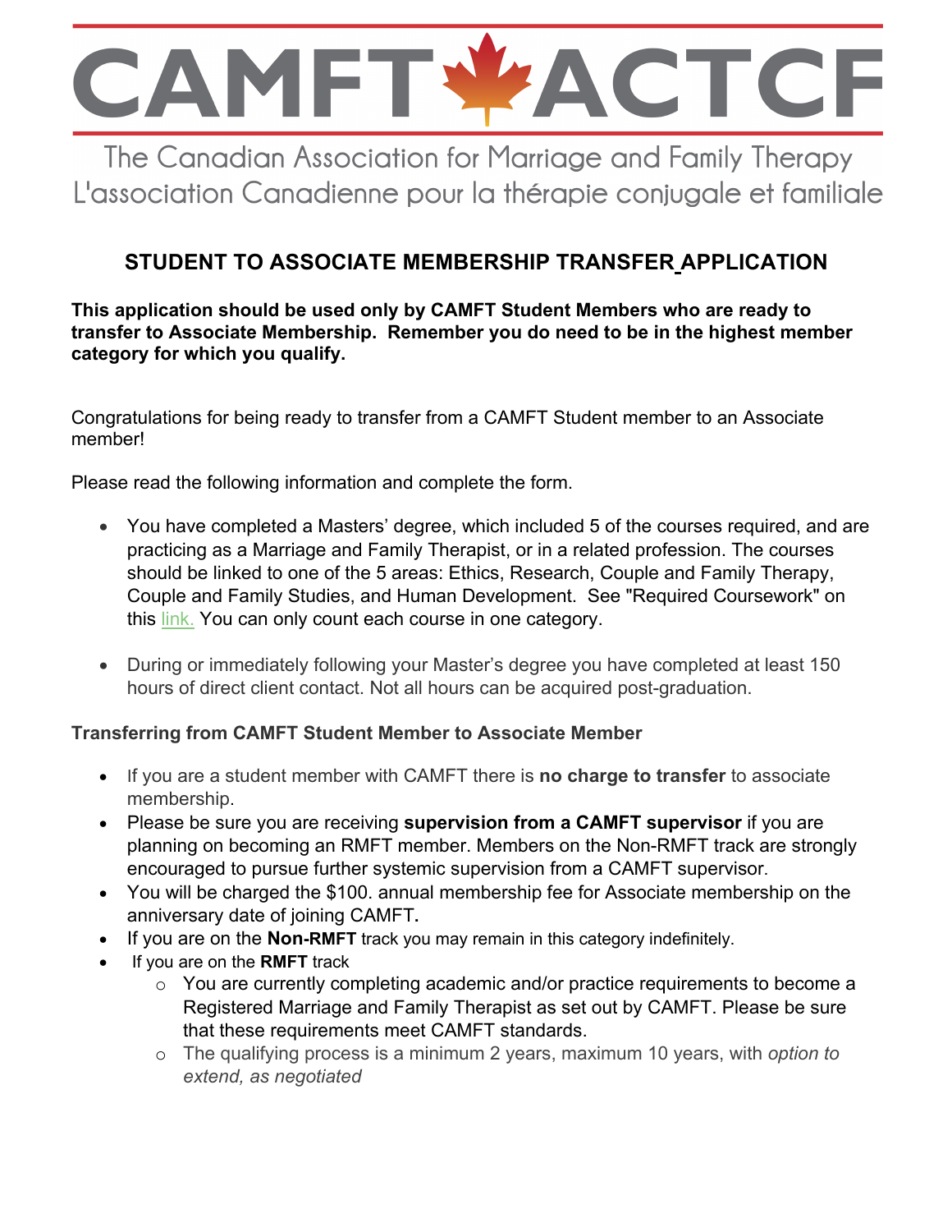# CAMFT ACTCF

The Canadian Association for Marriage and Family Therapy
L'association Canadienne pour la thérapie conjugale et familiale

## STUDENT TO ASSOCIATE MEMBERSHIP TRANSFER APPLICATION

**This application should be used only by CAMFT Student Members who are ready to transfer to Associate Membership. Remember you do need to be in the highest member category for which you qualify.**

Congratulations for being ready to transfer from a CAMFT Student member to an Associate member!

Please read the following information and complete the form.

- You have completed a Masters' degree, which included 5 of the courses required, and are practicing as a Marriage and Family Therapist, or in a related profession. The courses should be linked to one of the 5 areas: Ethics, Research, Couple and Family Therapy, Couple and Family Studies, and Human Development. See "Required Coursework" on this link. You can only count each course in one category.

- During or immediately following your Master's degree you have completed at least 150 hours of direct client contact. Not all hours can be acquired post-graduation.

### Transferring from CAMFT Student Member to Associate Member

- If you are a student member with CAMFT there is **no charge to transfer** to associate membership.
- Please be sure you are receiving **supervision from a CAMFT supervisor** if you are planning on becoming an RMFT member. Members on the Non-RMFT track are strongly encouraged to pursue further systemic supervision from a CAMFT supervisor.
- You will be charged the $100. annual membership fee for Associate membership on the anniversary date of joining CAMFT**.**
- If you are on the **Non-RMFT** track you may remain in this category indefinitely.
- If you are on the **RMFT** track
  - You are currently completing academic and/or practice requirements to become a Registered Marriage and Family Therapist as set out by CAMFT. Please be sure that these requirements meet CAMFT standards.
  - The qualifying process is a minimum 2 years, maximum 10 years, with *option to extend, as negotiated*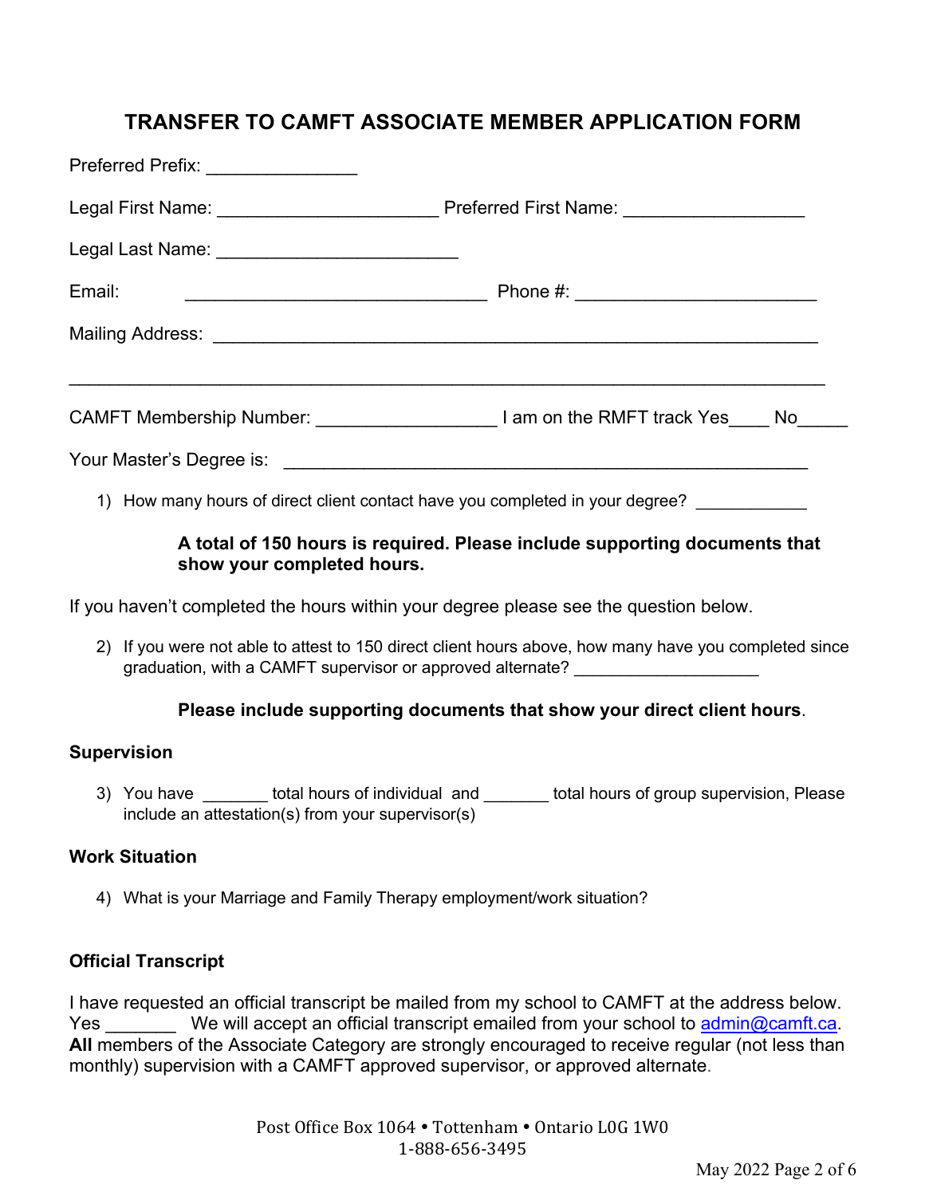# TRANSFER TO CAMFT ASSOCIATE MEMBER APPLICATION FORM

Preferred Prefix: _______________

Legal First Name: ______________________ Preferred First Name: __________________

Legal Last Name: ________________________

Email: ______________________________ Phone #: ________________________

Mailing Address: ____________________________________________________________

___________________________________________________________________________

CAMFT Membership Number: __________________ I am on the RMFT track Yes____ No_____

Your Master's Degree is: _____________________________________________________

1) How many hours of direct client contact have you completed in your degree? ____________

   **A total of 150 hours is required. Please include supporting documents that show your completed hours.**

If you haven't completed the hours within your degree please see the question below.

2) If you were not able to attest to 150 direct client hours above, how many have you completed since graduation, with a CAMFT supervisor or approved alternate? ___________________

   **Please include supporting documents that show your direct client hours**.

**Supervision**

3) You have _______ total hours of individual and _______ total hours of group supervision, Please include an attestation(s) from your supervisor(s)

**Work Situation**

4) What is your Marriage and Family Therapy employment/work situation?

**Official Transcript**

I have requested an official transcript be mailed from my school to CAMFT at the address below. Yes _______ We will accept an official transcript emailed from your school to admin@camft.ca. **All** members of the Associate Category are strongly encouraged to receive regular (not less than monthly) supervision with a CAMFT approved supervisor, or approved alternate.

Post Office Box 1064 • Tottenham • Ontario L0G 1W0
1-888-656-3495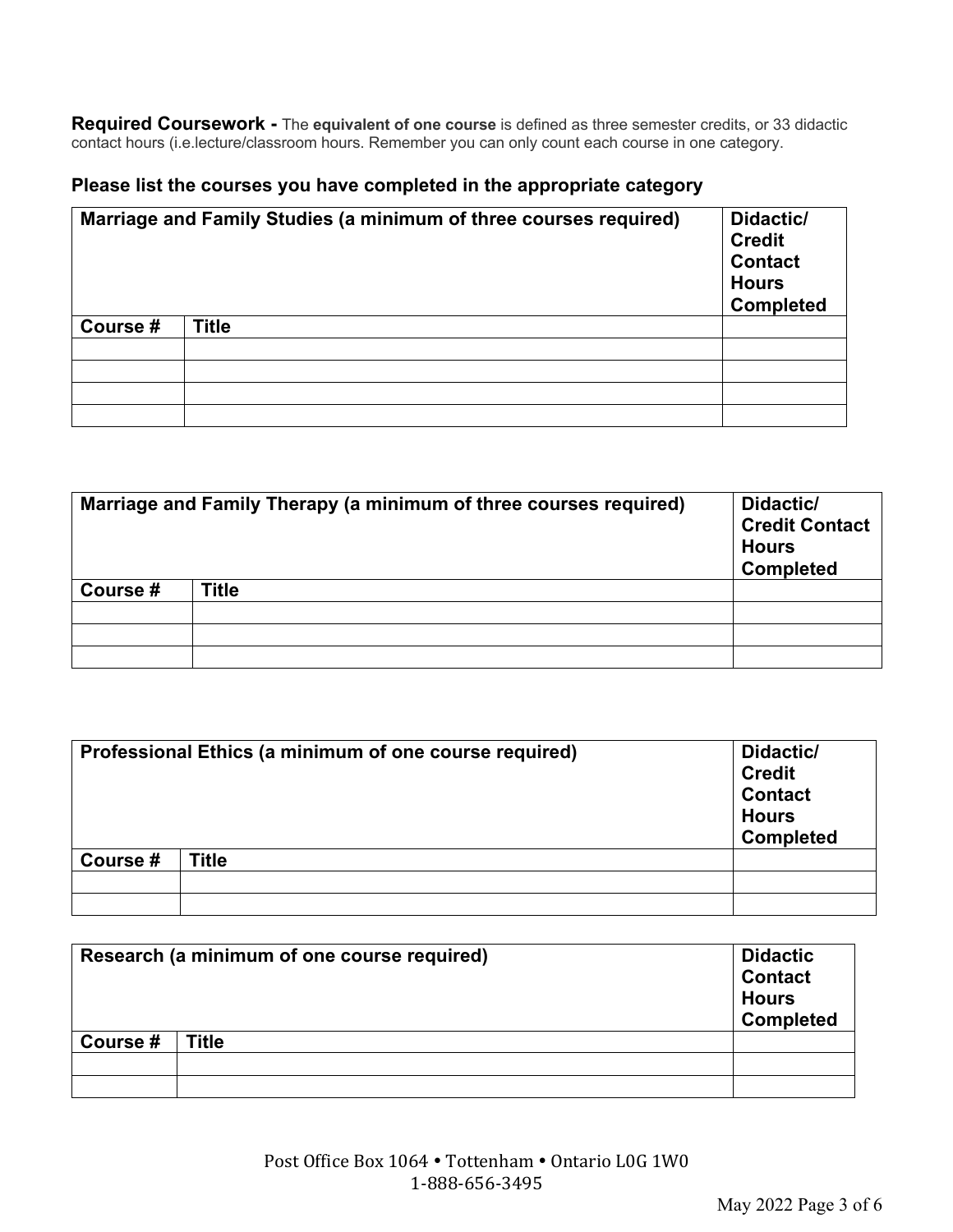**Required Coursework -** The **equivalent of one course** is defined as three semester credits, or 33 didactic contact hours (i.e.lecture/classroom hours. Remember you can only count each course in one category.

### Please list the courses you have completed in the appropriate category

| Marriage and Family Studies (a minimum of three courses required) | | Didactic/ Credit Contact Hours Completed |
|---|---|---|
| **Course #** | **Title** | |
| | | |
| | | |
| | | |
| | | |

| Marriage and Family Therapy (a minimum of three courses required) | | Didactic/ Credit Contact Hours Completed |
|---|---|---|
| **Course #** | **Title** | |
| | | |
| | | |
| | | |

| Professional Ethics (a minimum of one course required) | | Didactic/ Credit Contact Hours Completed |
|---|---|---|
| **Course #** | **Title** | |
| | | |
| | | |

| Research (a minimum of one course required) | | Didactic Contact Hours Completed |
|---|---|---|
| **Course #** | **Title** | |
| | | |
| | | |

Post Office Box 1064 • Tottenham • Ontario L0G 1W0
1-888-656-3495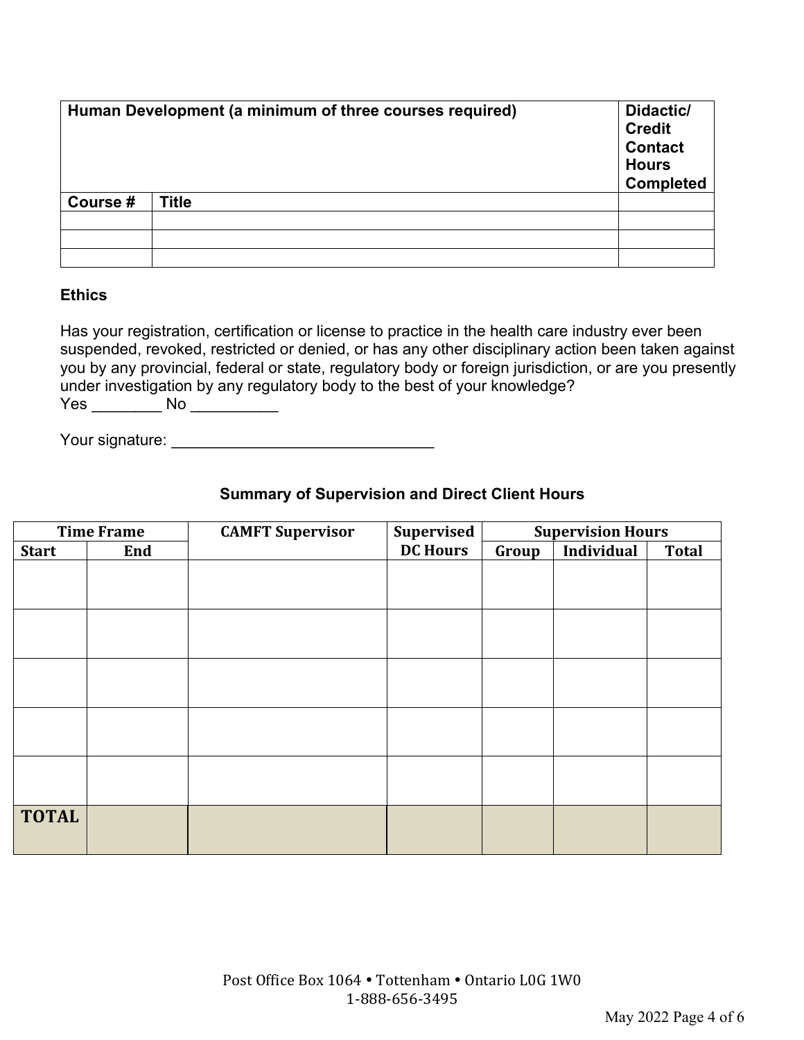| Human Development (a minimum of three courses required) | | Didactic/ Credit Contact Hours Completed |
|---|---|---|
| **Course #** | **Title** | |
| | | |
| | | |
| | | |

**Ethics**

Has your registration, certification or license to practice in the health care industry ever been suspended, revoked, restricted or denied, or has any other disciplinary action been taken against you by any provincial, federal or state, regulatory body or foreign jurisdiction, or are you presently under investigation by any regulatory body to the best of your knowledge?
Yes ________ No __________

Your signature: _______________________________

**Summary of Supervision and Direct Client Hours**

| Time Frame | | CAMFT Supervisor | Supervised DC Hours | Supervision Hours | | |
|---|---|---|---|---|---|---|
| Start | End | | | Group | Individual | Total |
| | | | | | | |
| | | | | | | |
| | | | | | | |
| | | | | | | |
| | | | | | | |
| **TOTAL** | | | | | | |

Post Office Box 1064 • Tottenham • Ontario L0G 1W0
1-888-656-3495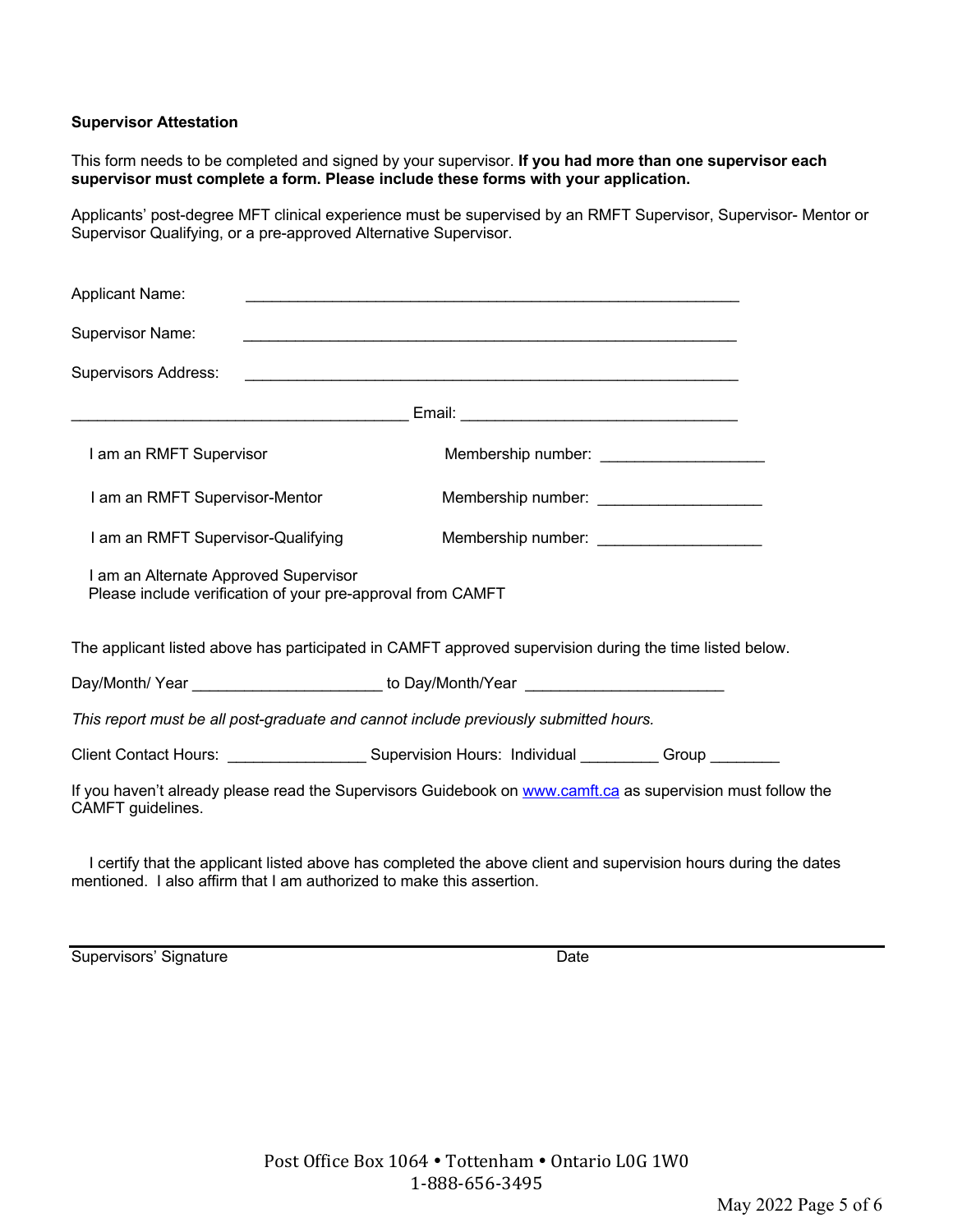**Supervisor Attestation**

This form needs to be completed and signed by your supervisor. **If you had more than one supervisor each supervisor must complete a form. Please include these forms with your application.**

Applicants' post-degree MFT clinical experience must be supervised by an RMFT Supervisor, Supervisor- Mentor or Supervisor Qualifying, or a pre-approved Alternative Supervisor.

Applicant Name: ____________________________________________________________

Supervisor Name: ____________________________________________________________

Supervisors Address: ____________________________________________________________

_________________________________________ Email: _________________________________

I am an RMFT Supervisor Membership number: ____________________

I am an RMFT Supervisor-Mentor Membership number: ____________________

I am an RMFT Supervisor-Qualifying Membership number: ____________________

I am an Alternate Approved Supervisor
Please include verification of your pre-approval from CAMFT

The applicant listed above has participated in CAMFT approved supervision during the time listed below.

Day/Month/ Year ______________________ to Day/Month/Year ________________________

*This report must be all post-graduate and cannot include previously submitted hours.*

Client Contact Hours: ________________ Supervision Hours: Individual _________ Group ________

If you haven't already please read the Supervisors Guidebook on www.camft.ca as supervision must follow the CAMFT guidelines.

I certify that the applicant listed above has completed the above client and supervision hours during the dates mentioned. I also affirm that I am authorized to make this assertion.

_______________________________________________________________________________

Supervisors' Signature Date

Post Office Box 1064 • Tottenham • Ontario L0G 1W0
1-888-656-3495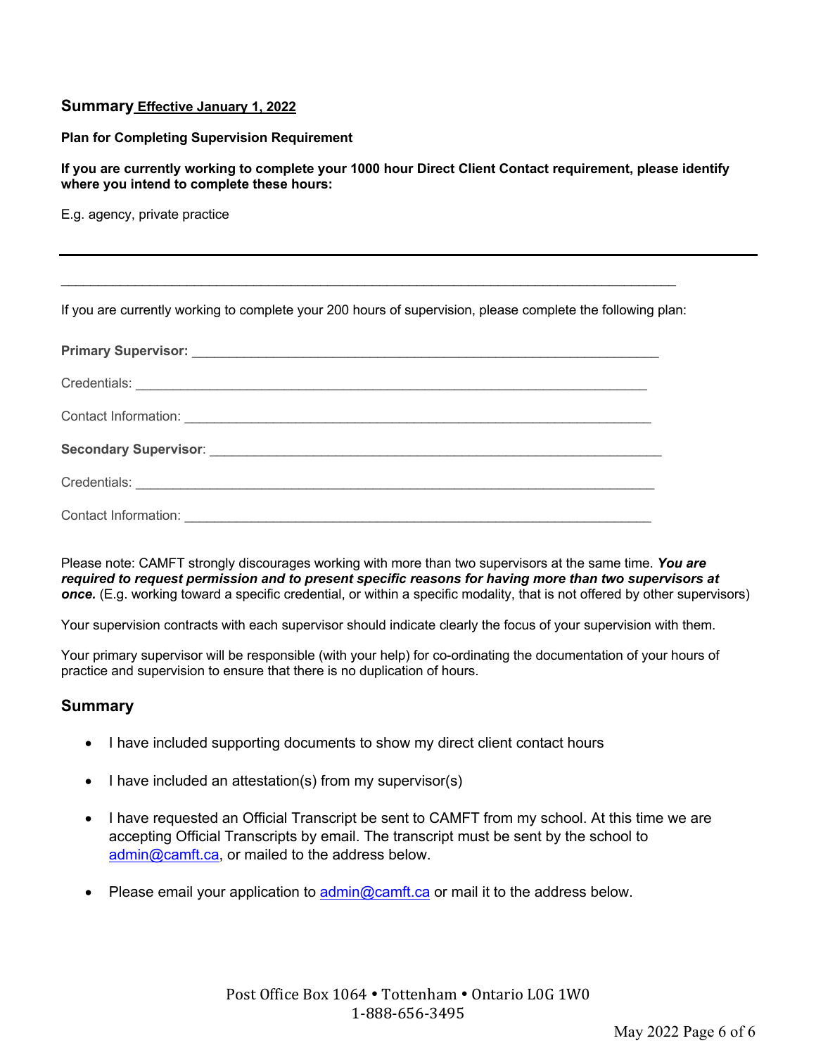## Summary <u>Effective January 1, 2022</u>

**Plan for Completing Supervision Requirement**

**If you are currently working to complete your 1000 hour Direct Client Contact requirement, please identify where you intend to complete these hours:**

E.g. agency, private practice

---

\_\_\_\_\_\_\_\_\_\_\_\_\_\_\_\_\_\_\_\_\_\_\_\_\_\_\_\_\_\_\_\_\_\_\_\_\_\_\_\_\_\_\_\_\_\_\_\_\_\_\_\_\_\_\_\_\_\_\_\_\_\_\_\_\_\_\_\_\_\_\_\_\_\_\_\_\_\_\_\_

If you are currently working to complete your 200 hours of supervision, please complete the following plan:

**Primary Supervisor:** \_\_\_\_\_\_\_\_\_\_\_\_\_\_\_\_\_\_\_\_\_\_\_\_\_\_\_\_\_\_\_\_\_\_\_\_\_\_\_\_\_\_\_\_\_\_\_\_\_\_\_\_\_\_\_\_\_\_\_\_

Credentials: \_\_\_\_\_\_\_\_\_\_\_\_\_\_\_\_\_\_\_\_\_\_\_\_\_\_\_\_\_\_\_\_\_\_\_\_\_\_\_\_\_\_\_\_\_\_\_\_\_\_\_\_\_\_\_\_\_\_\_\_\_\_\_\_\_\_\_

Contact Information: \_\_\_\_\_\_\_\_\_\_\_\_\_\_\_\_\_\_\_\_\_\_\_\_\_\_\_\_\_\_\_\_\_\_\_\_\_\_\_\_\_\_\_\_\_\_\_\_\_\_\_\_\_\_\_\_\_\_\_\_

**Secondary Supervisor**: \_\_\_\_\_\_\_\_\_\_\_\_\_\_\_\_\_\_\_\_\_\_\_\_\_\_\_\_\_\_\_\_\_\_\_\_\_\_\_\_\_\_\_\_\_\_\_\_\_\_\_\_\_\_\_\_\_\_

Credentials: \_\_\_\_\_\_\_\_\_\_\_\_\_\_\_\_\_\_\_\_\_\_\_\_\_\_\_\_\_\_\_\_\_\_\_\_\_\_\_\_\_\_\_\_\_\_\_\_\_\_\_\_\_\_\_\_\_\_\_\_\_\_\_\_\_\_\_\_

Contact Information: \_\_\_\_\_\_\_\_\_\_\_\_\_\_\_\_\_\_\_\_\_\_\_\_\_\_\_\_\_\_\_\_\_\_\_\_\_\_\_\_\_\_\_\_\_\_\_\_\_\_\_\_\_\_\_\_\_\_\_\_

Please note: CAMFT strongly discourages working with more than two supervisors at the same time. ***You are required to request permission and to present specific reasons for having more than two supervisors at once.*** (E.g. working toward a specific credential, or within a specific modality, that is not offered by other supervisors)

Your supervision contracts with each supervisor should indicate clearly the focus of your supervision with them.

Your primary supervisor will be responsible (with your help) for co-ordinating the documentation of your hours of practice and supervision to ensure that there is no duplication of hours.

## Summary

- I have included supporting documents to show my direct client contact hours
- I have included an attestation(s) from my supervisor(s)
- I have requested an Official Transcript be sent to CAMFT from my school. At this time we are accepting Official Transcripts by email. The transcript must be sent by the school to admin@camft.ca, or mailed to the address below.
- Please email your application to admin@camft.ca or mail it to the address below.

Post Office Box 1064 • Tottenham • Ontario L0G 1W0
1-888-656-3495